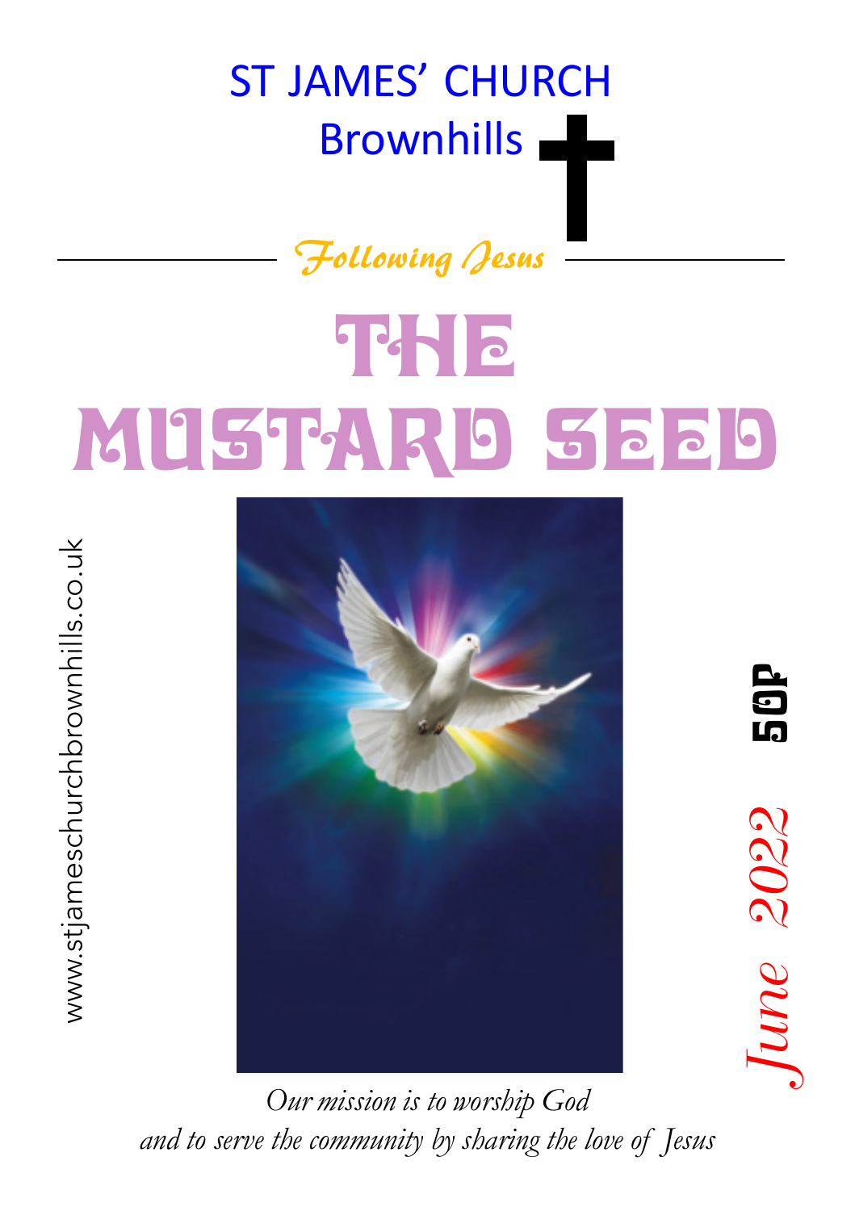# ST JAMES' CHURCH
## Brownhills

*Following Jesus*

# THE MUSTARD SEED

www.stjameschurchbrownhills.co.uk

50P

*June 2022*

*Our mission is to worship God*
*and to serve the community by sharing the love of Jesus*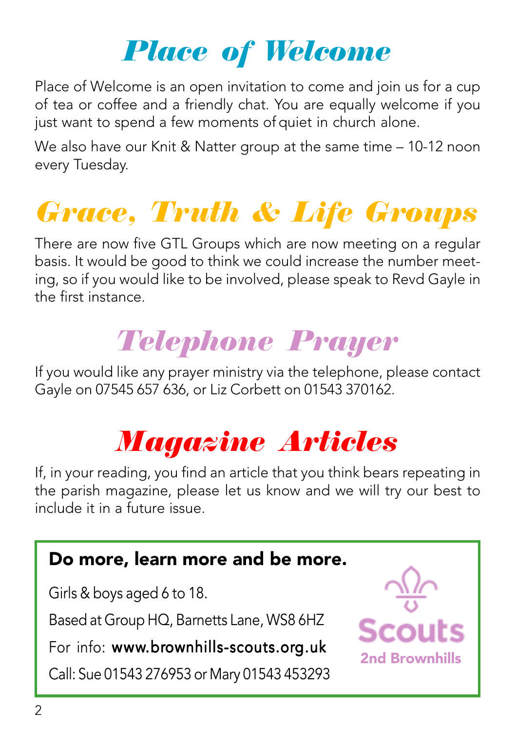# Place of Welcome

Place of Welcome is an open invitation to come and join us for a cup of tea or coffee and a friendly chat. You are equally welcome if you just want to spend a few moments of quiet in church alone.

We also have our Knit & Natter group at the same time – 10-12 noon every Tuesday.

# Grace, Truth & Life Groups

There are now five GTL Groups which are now meeting on a regular basis. It would be good to think we could increase the number meeting, so if you would like to be involved, please speak to Revd Gayle in the first instance.

# Telephone Prayer

If you would like any prayer ministry via the telephone, please contact Gayle on 07545 657 636, or Liz Corbett on 01543 370162.

# Magazine Articles

If, in your reading, you find an article that you think bears repeating in the parish magazine, please let us know and we will try our best to include it in a future issue.

**Do more, learn more and be more.**

Girls & boys aged 6 to 18.

Based at Group HQ, Barnetts Lane, WS8 6HZ

For info: **www.brownhills-scouts.org.uk**

Call: Sue 01543 276953 or Mary 01543 453293

Scouts
2nd Brownhills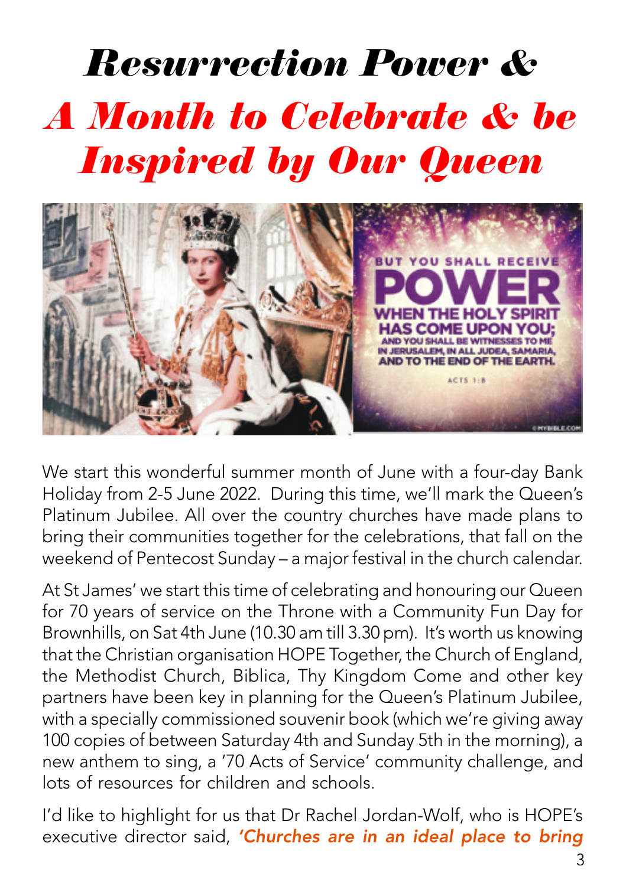# *Resurrection Power &*
# *A Month to Celebrate & be Inspired by Our Queen*

We start this wonderful summer month of June with a four-day Bank Holiday from 2-5 June 2022. During this time, we'll mark the Queen's Platinum Jubilee. All over the country churches have made plans to bring their communities together for the celebrations, that fall on the weekend of Pentecost Sunday – a major festival in the church calendar.

At St James' we start this time of celebrating and honouring our Queen for 70 years of service on the Throne with a Community Fun Day for Brownhills, on Sat 4th June (10.30 am till 3.30 pm). It's worth us knowing that the Christian organisation HOPE Together, the Church of England, the Methodist Church, Biblica, Thy Kingdom Come and other key partners have been key in planning for the Queen's Platinum Jubilee, with a specially commissioned souvenir book (which we're giving away 100 copies of between Saturday 4th and Sunday 5th in the morning), a new anthem to sing, a '70 Acts of Service' community challenge, and lots of resources for children and schools.

I'd like to highlight for us that Dr Rachel Jordan-Wolf, who is HOPE's executive director said, ***'Churches are in an ideal place to bring***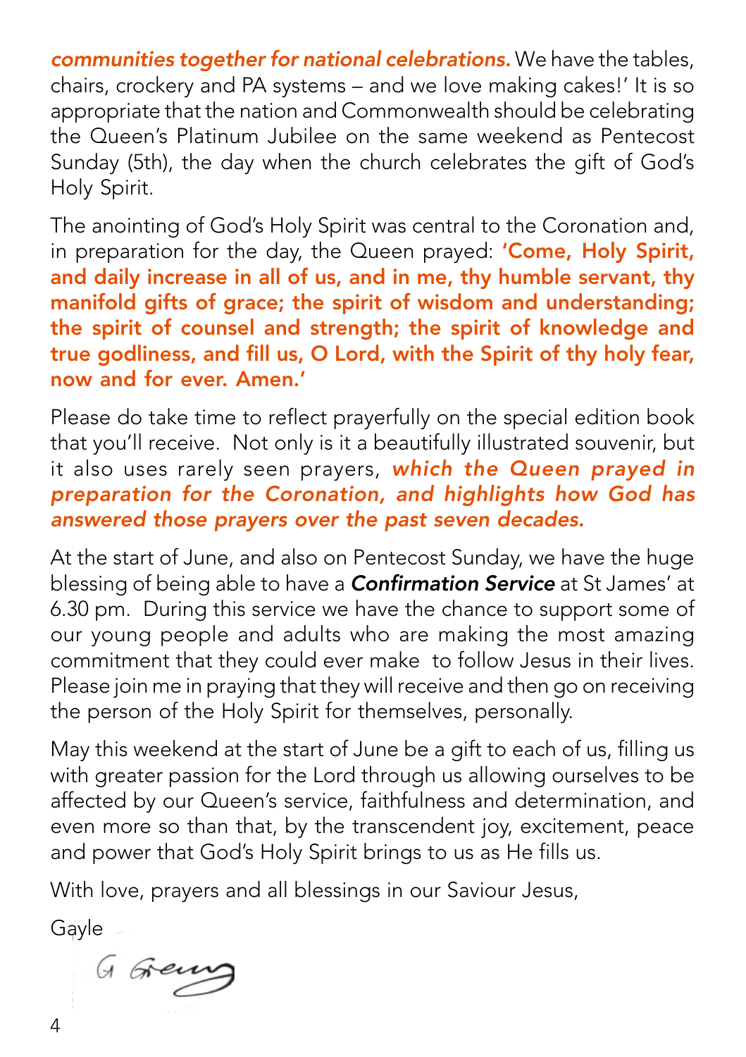***communities together for national celebrations.*** We have the tables, chairs, crockery and PA systems – and we love making cakes!' It is so appropriate that the nation and Commonwealth should be celebrating the Queen's Platinum Jubilee on the same weekend as Pentecost Sunday (5th), the day when the church celebrates the gift of God's Holy Spirit.

The anointing of God's Holy Spirit was central to the Coronation and, in preparation for the day, the Queen prayed: **'Come, Holy Spirit, and daily increase in all of us, and in me, thy humble servant, thy manifold gifts of grace; the spirit of wisdom and understanding; the spirit of counsel and strength; the spirit of knowledge and true godliness, and fill us, O Lord, with the Spirit of thy holy fear, now and for ever. Amen.'**

Please do take time to reflect prayerfully on the special edition book that you'll receive. Not only is it a beautifully illustrated souvenir, but it also uses rarely seen prayers, ***which the Queen prayed in preparation for the Coronation, and highlights how God has answered those prayers over the past seven decades.***

At the start of June, and also on Pentecost Sunday, we have the huge blessing of being able to have a ***Confirmation Service*** at St James' at 6.30 pm. During this service we have the chance to support some of our young people and adults who are making the most amazing commitment that they could ever make to follow Jesus in their lives. Please join me in praying that they will receive and then go on receiving the person of the Holy Spirit for themselves, personally.

May this weekend at the start of June be a gift to each of us, filling us with greater passion for the Lord through us allowing ourselves to be affected by our Queen's service, faithfulness and determination, and even more so than that, by the transcendent joy, excitement, peace and power that God's Holy Spirit brings to us as He fills us.

With love, prayers and all blessings in our Saviour Jesus,

Gayle

G Greenup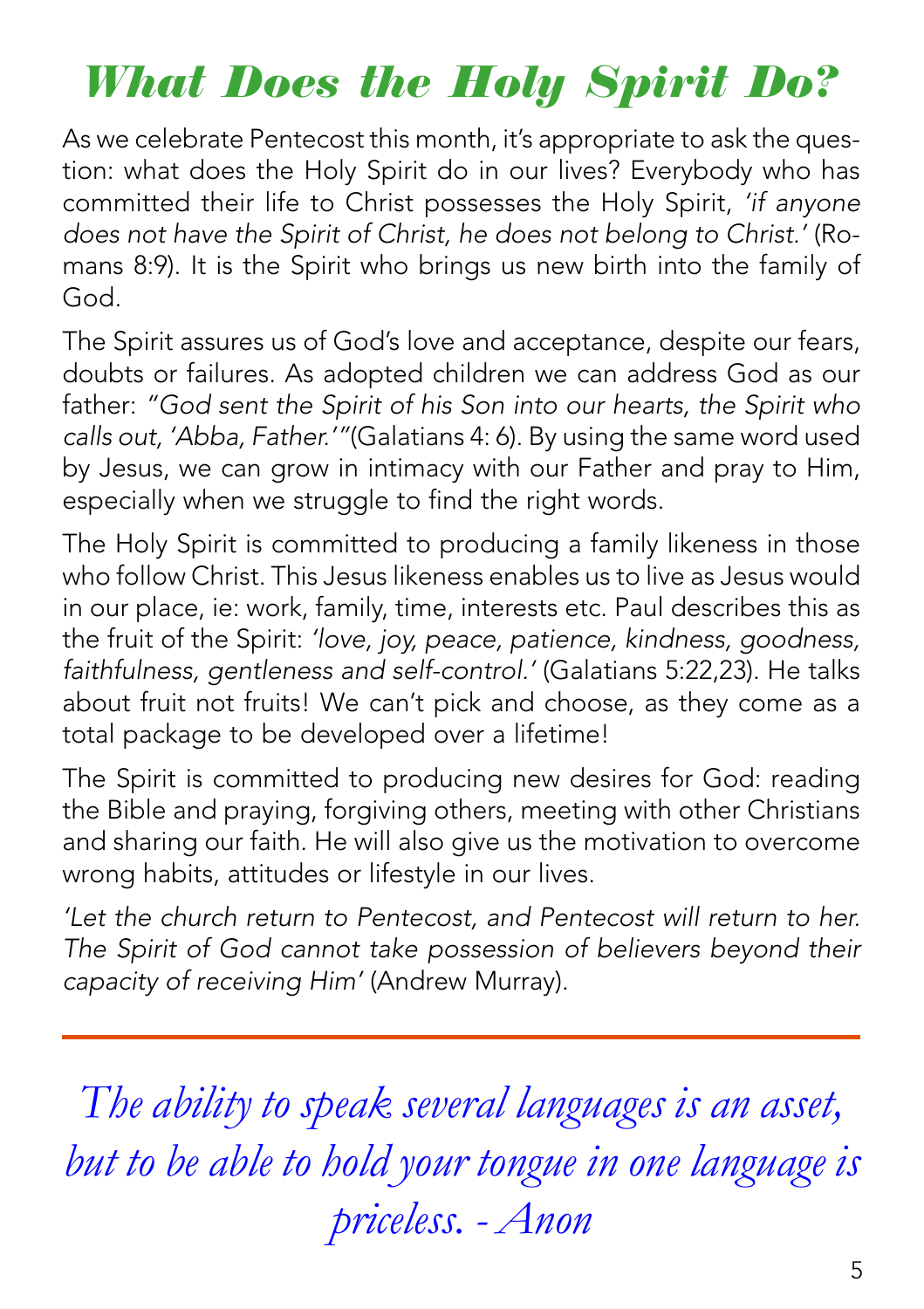# What Does the Holy Spirit Do?

As we celebrate Pentecost this month, it's appropriate to ask the question: what does the Holy Spirit do in our lives? Everybody who has committed their life to Christ possesses the Holy Spirit, *'if anyone does not have the Spirit of Christ, he does not belong to Christ.'* (Romans 8:9). It is the Spirit who brings us new birth into the family of God.

The Spirit assures us of God's love and acceptance, despite our fears, doubts or failures. As adopted children we can address God as our father: *"God sent the Spirit of his Son into our hearts, the Spirit who calls out, 'Abba, Father.'"*(Galatians 4: 6). By using the same word used by Jesus, we can grow in intimacy with our Father and pray to Him, especially when we struggle to find the right words.

The Holy Spirit is committed to producing a family likeness in those who follow Christ. This Jesus likeness enables us to live as Jesus would in our place, ie: work, family, time, interests etc. Paul describes this as the fruit of the Spirit: *'love, joy, peace, patience, kindness, goodness, faithfulness, gentleness and self-control.'* (Galatians 5:22,23). He talks about fruit not fruits! We can't pick and choose, as they come as a total package to be developed over a lifetime!

The Spirit is committed to producing new desires for God: reading the Bible and praying, forgiving others, meeting with other Christians and sharing our faith. He will also give us the motivation to overcome wrong habits, attitudes or lifestyle in our lives.

*'Let the church return to Pentecost, and Pentecost will return to her. The Spirit of God cannot take possession of believers beyond their capacity of receiving Him'* (Andrew Murray).

---

*The ability to speak several languages is an asset, but to be able to hold your tongue in one language is priceless. - Anon*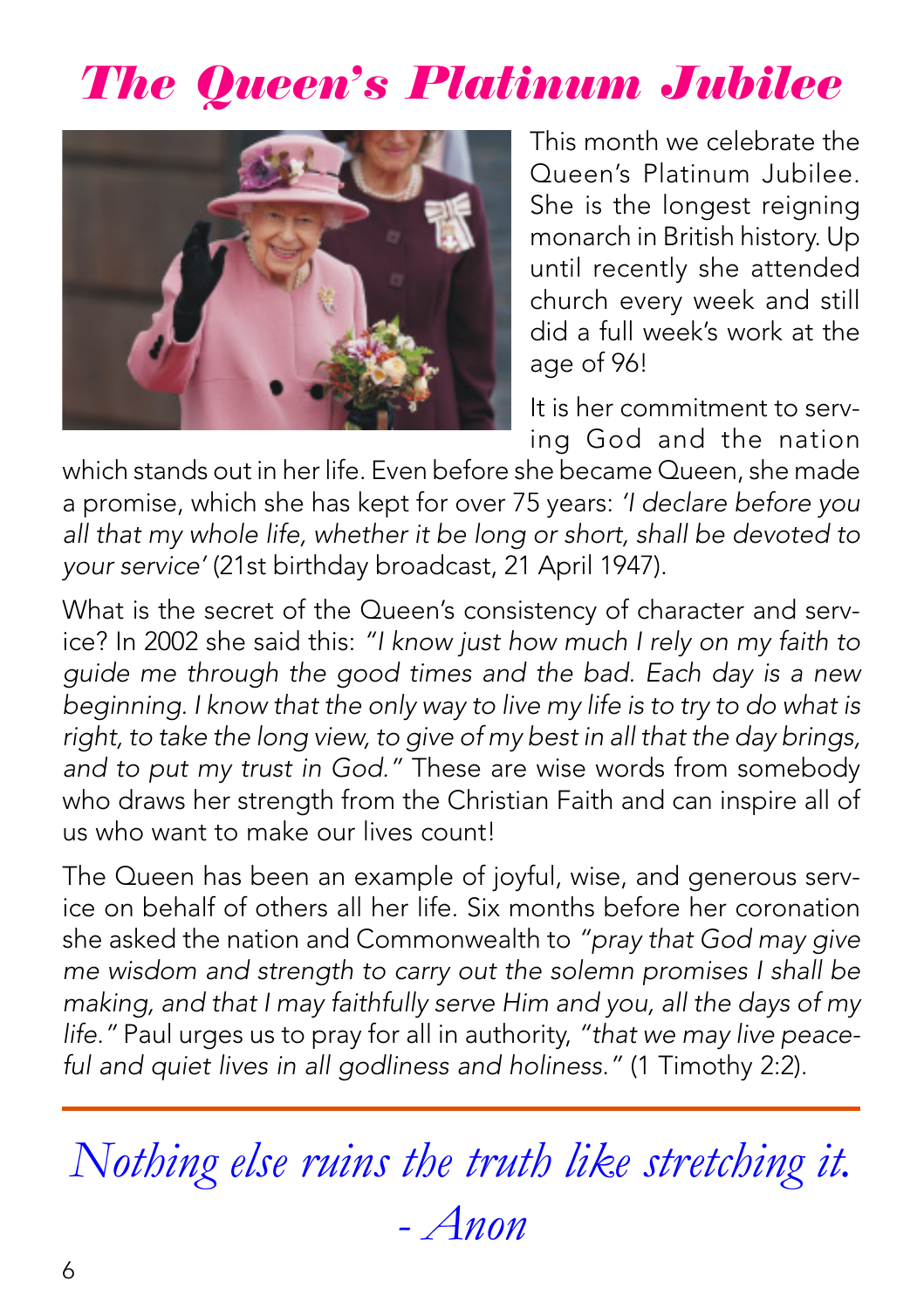# *The Queen's Platinum Jubilee*

This month we celebrate the Queen's Platinum Jubilee. She is the longest reigning monarch in British history. Up until recently she attended church every week and still did a full week's work at the age of 96!

It is her commitment to serving God and the nation which stands out in her life. Even before she became Queen, she made a promise, which she has kept for over 75 years: *'I declare before you all that my whole life, whether it be long or short, shall be devoted to your service'* (21st birthday broadcast, 21 April 1947).

What is the secret of the Queen's consistency of character and service? In 2002 she said this: *"I know just how much I rely on my faith to guide me through the good times and the bad. Each day is a new beginning. I know that the only way to live my life is to try to do what is right, to take the long view, to give of my best in all that the day brings, and to put my trust in God."* These are wise words from somebody who draws her strength from the Christian Faith and can inspire all of us who want to make our lives count!

The Queen has been an example of joyful, wise, and generous service on behalf of others all her life. Six months before her coronation she asked the nation and Commonwealth to *"pray that God may give me wisdom and strength to carry out the solemn promises I shall be making, and that I may faithfully serve Him and you, all the days of my life."* Paul urges us to pray for all in authority, *"that we may live peaceful and quiet lives in all godliness and holiness."* (1 Timothy 2:2).

---

*Nothing else ruins the truth like stretching it.*
*- Anon*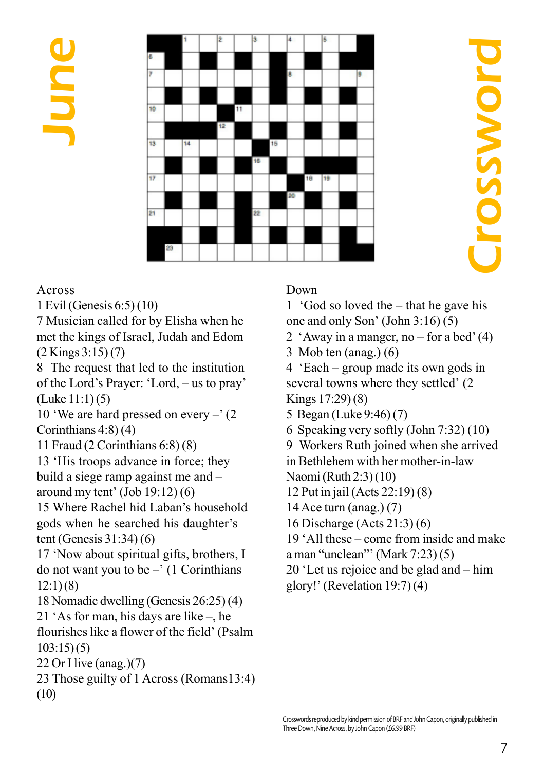# June Crossword

## Across

1 Evil (Genesis 6:5) (10)

7 Musician called for by Elisha when he met the kings of Israel, Judah and Edom (2 Kings 3:15) (7)

8 The request that led to the institution of the Lord's Prayer: 'Lord, – us to pray' (Luke 11:1) (5)

10 'We are hard pressed on every –' (2 Corinthians 4:8) (4)

11 Fraud (2 Corinthians 6:8) (8)

13 'His troops advance in force; they build a siege ramp against me and – around my tent' (Job 19:12) (6)

15 Where Rachel hid Laban's household gods when he searched his daughter's tent (Genesis 31:34) (6)

17 'Now about spiritual gifts, brothers, I do not want you to be –' (1 Corinthians 12:1) (8)

18 Nomadic dwelling (Genesis 26:25) (4)

21 'As for man, his days are like –, he flourishes like a flower of the field' (Psalm 103:15) (5)

22 Or I live (anag.)(7)

23 Those guilty of 1 Across (Romans13:4) (10)

## Down

1 'God so loved the – that he gave his one and only Son' (John 3:16) (5)

2 'Away in a manger, no – for a bed' (4)

3 Mob ten (anag.) (6)

4 'Each – group made its own gods in several towns where they settled' (2 Kings 17:29) (8)

5 Began (Luke 9:46) (7)

6 Speaking very softly (John 7:32) (10)

9 Workers Ruth joined when she arrived in Bethlehem with her mother-in-law Naomi (Ruth 2:3) (10)

12 Put in jail (Acts 22:19) (8)

14 Ace turn (anag.) (7)

16 Discharge (Acts 21:3) (6)

19 'All these – come from inside and make a man "unclean"' (Mark 7:23) (5)

20 'Let us rejoice and be glad and – him glory!' (Revelation 19:7) (4)

Crosswords reproduced by kind permission of BRF and John Capon, originally published in Three Down, Nine Across, by John Capon (£6.99 BRF)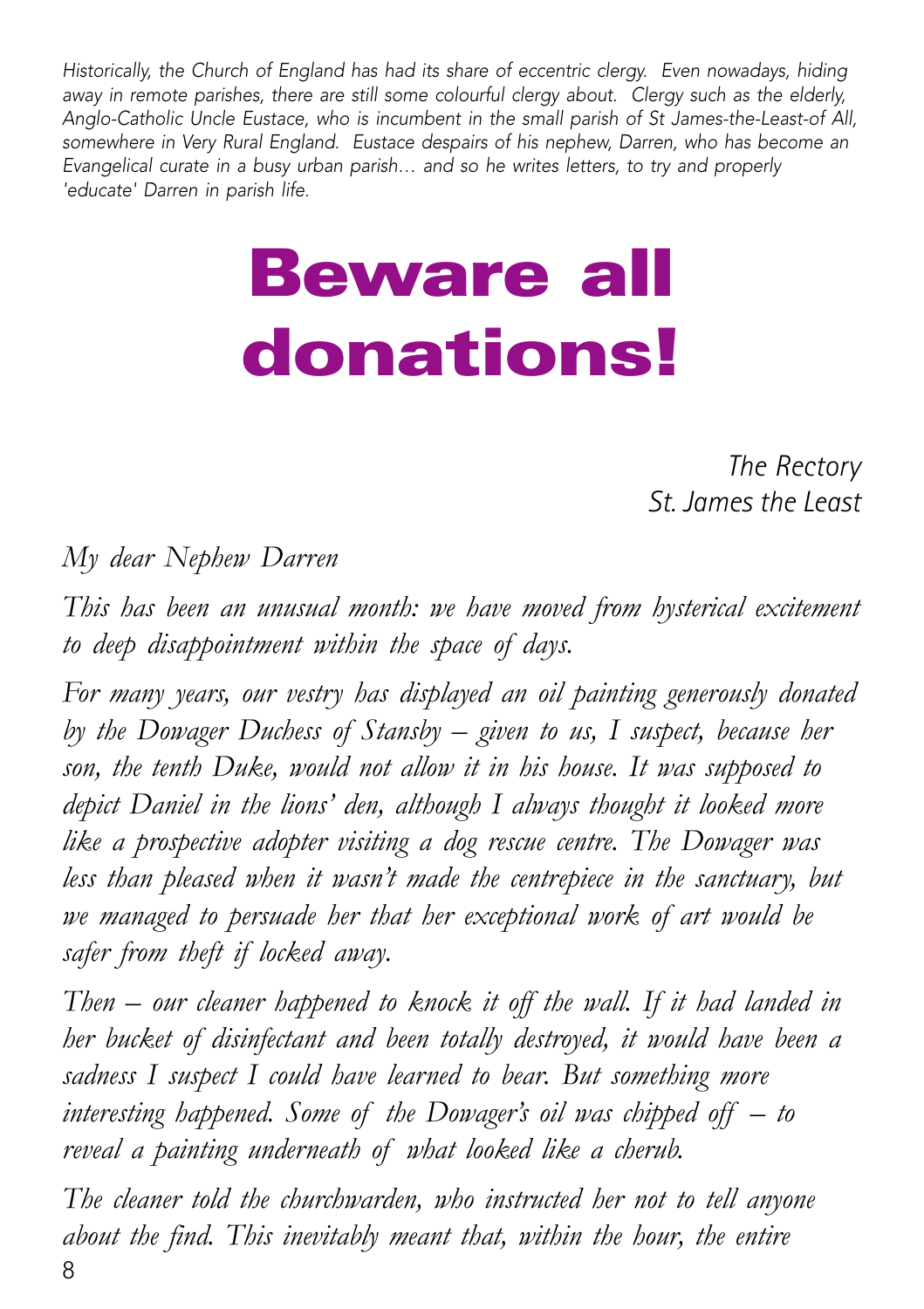*Historically, the Church of England has had its share of eccentric clergy. Even nowadays, hiding away in remote parishes, there are still some colourful clergy about. Clergy such as the elderly, Anglo-Catholic Uncle Eustace, who is incumbent in the small parish of St James-the-Least-of All, somewhere in Very Rural England. Eustace despairs of his nephew, Darren, who has become an Evangelical curate in a busy urban parish… and so he writes letters, to try and properly 'educate' Darren in parish life.*

# Beware all donations!

*The Rectory*
*St. James the Least*

*My dear Nephew Darren*

*This has been an unusual month: we have moved from hysterical excitement to deep disappointment within the space of days.*

*For many years, our vestry has displayed an oil painting generously donated by the Dowager Duchess of Stansby – given to us, I suspect, because her son, the tenth Duke, would not allow it in his house. It was supposed to depict Daniel in the lions' den, although I always thought it looked more like a prospective adopter visiting a dog rescue centre. The Dowager was less than pleased when it wasn't made the centrepiece in the sanctuary, but we managed to persuade her that her exceptional work of art would be safer from theft if locked away.*

*Then – our cleaner happened to knock it off the wall. If it had landed in her bucket of disinfectant and been totally destroyed, it would have been a sadness I suspect I could have learned to bear. But something more interesting happened. Some of the Dowager's oil was chipped off – to reveal a painting underneath of what looked like a cherub.*

*The cleaner told the churchwarden, who instructed her not to tell anyone about the find. This inevitably meant that, within the hour, the entire*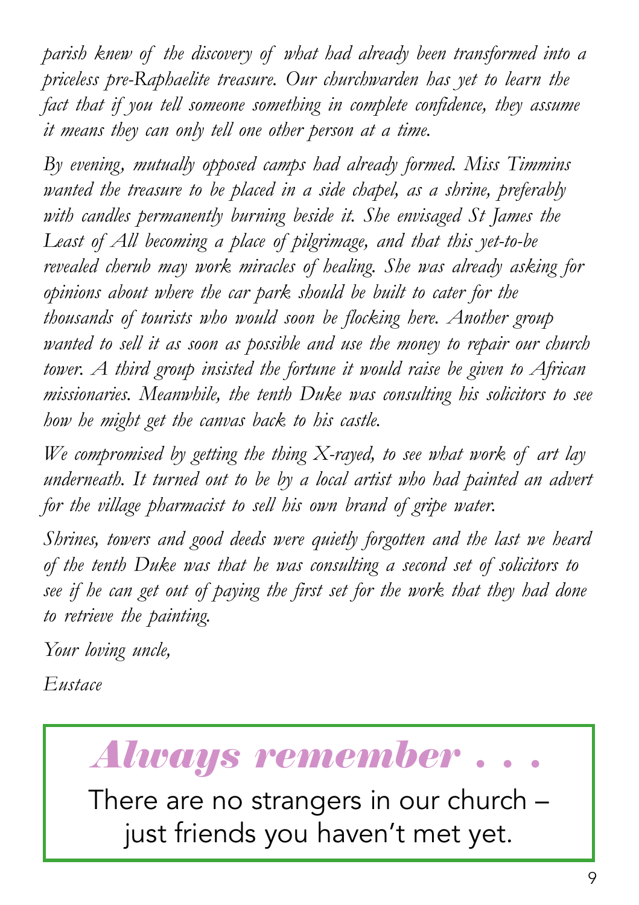*parish knew of the discovery of what had already been transformed into a priceless pre-Raphaelite treasure. Our churchwarden has yet to learn the fact that if you tell someone something in complete confidence, they assume it means they can only tell one other person at a time.*

*By evening, mutually opposed camps had already formed. Miss Timmins wanted the treasure to be placed in a side chapel, as a shrine, preferably with candles permanently burning beside it. She envisaged St James the Least of All becoming a place of pilgrimage, and that this yet-to-be revealed cherub may work miracles of healing. She was already asking for opinions about where the car park should be built to cater for the thousands of tourists who would soon be flocking here. Another group wanted to sell it as soon as possible and use the money to repair our church tower. A third group insisted the fortune it would raise be given to African missionaries. Meanwhile, the tenth Duke was consulting his solicitors to see how he might get the canvas back to his castle.*

*We compromised by getting the thing X-rayed, to see what work of art lay underneath. It turned out to be by a local artist who had painted an advert for the village pharmacist to sell his own brand of gripe water.*

*Shrines, towers and good deeds were quietly forgotten and the last we heard of the tenth Duke was that he was consulting a second set of solicitors to see if he can get out of paying the first set for the work that they had done to retrieve the painting.*

*Your loving uncle,*

*Eustace*

## *Always remember . . .*

There are no strangers in our church – just friends you haven't met yet.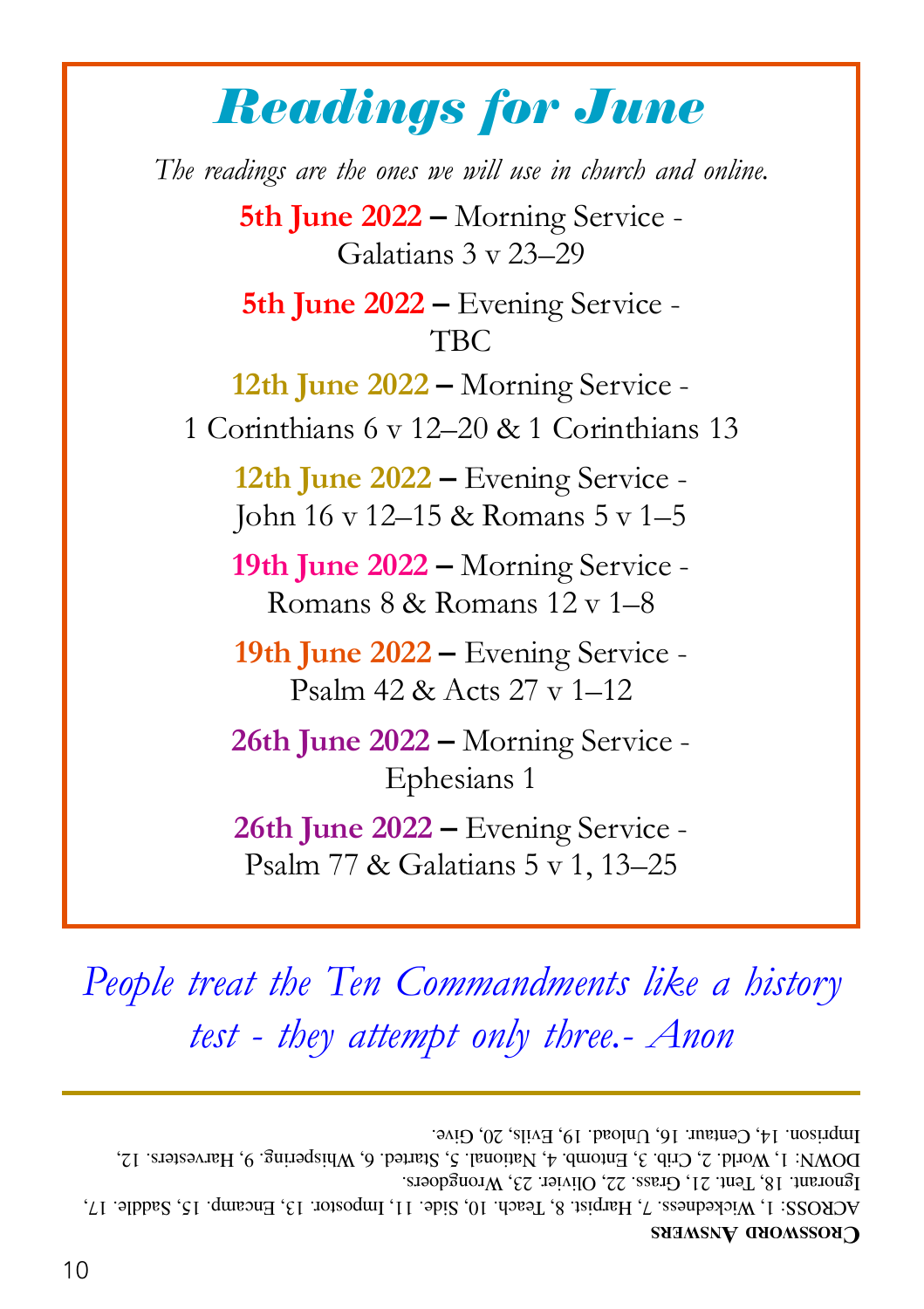# *Readings for June*

*The readings are the ones we will use in church and online.*

**5th June 2022 –** Morning Service - Galatians 3 v 23–29

**5th June 2022 –** Evening Service - TBC

**12th June 2022 –** Morning Service - 1 Corinthians 6 v 12–20 & 1 Corinthians 13

**12th June 2022 –** Evening Service - John 16 v 12–15 & Romans 5 v 1–5

**19th June 2022 –** Morning Service - Romans 8 & Romans 12 v 1–8

**19th June 2022 –** Evening Service - Psalm 42 & Acts 27 v 1–12

**26th June 2022 –** Morning Service - Ephesians 1

**26th June 2022 –** Evening Service - Psalm 77 & Galatians 5 v 1, 13–25

*People treat the Ten Commandments like a history test - they attempt only three.- Anon*

---

**Crossword Answers**

ACROSS: 1, Wickedness. 7, Harpist. 8, Teach. 10, Side. 11, Impostor. 13, Encamp. 15, Saddle. 17, Ignorant. 18, Tent. 21, Grass. 22, Olivier. 23, Wrongdoers.

DOWN: 1, World. 2, Crib. 3, Entomb. 4, National. 5, Started. 6, Whispering. 9, Harvesters. 12, Imprison. 14, Centaur. 16, Unload. 19, Evils. 20, Give.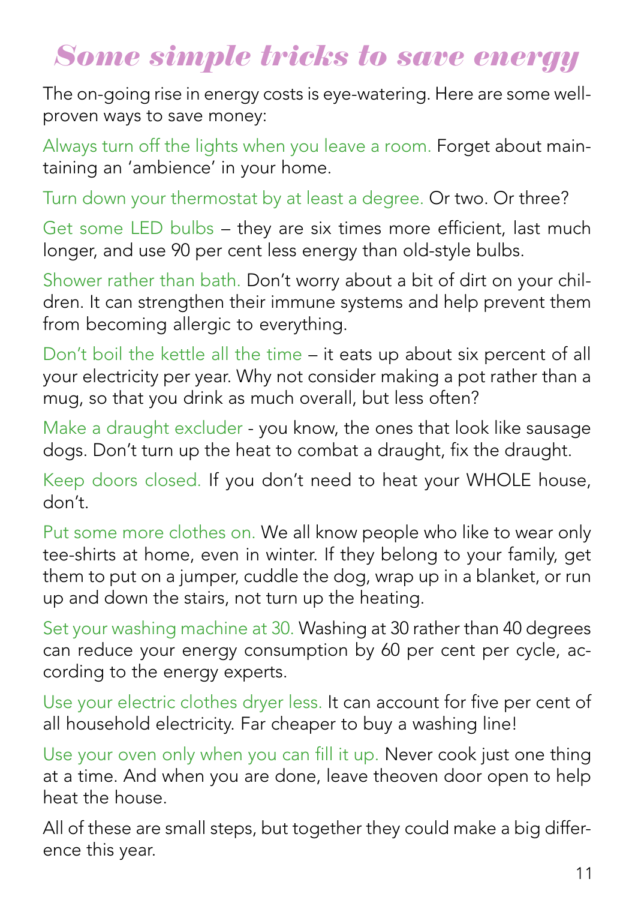# *Some simple tricks to save energy*

The on-going rise in energy costs is eye-watering. Here are some well-proven ways to save money:

Always turn off the lights when you leave a room. Forget about maintaining an 'ambience' in your home.

Turn down your thermostat by at least a degree. Or two. Or three?

Get some LED bulbs – they are six times more efficient, last much longer, and use 90 per cent less energy than old-style bulbs.

Shower rather than bath. Don't worry about a bit of dirt on your children. It can strengthen their immune systems and help prevent them from becoming allergic to everything.

Don't boil the kettle all the time – it eats up about six percent of all your electricity per year. Why not consider making a pot rather than a mug, so that you drink as much overall, but less often?

Make a draught excluder - you know, the ones that look like sausage dogs. Don't turn up the heat to combat a draught, fix the draught.

Keep doors closed. If you don't need to heat your WHOLE house, don't.

Put some more clothes on. We all know people who like to wear only tee-shirts at home, even in winter. If they belong to your family, get them to put on a jumper, cuddle the dog, wrap up in a blanket, or run up and down the stairs, not turn up the heating.

Set your washing machine at 30. Washing at 30 rather than 40 degrees can reduce your energy consumption by 60 per cent per cycle, according to the energy experts.

Use your electric clothes dryer less. It can account for five per cent of all household electricity. Far cheaper to buy a washing line!

Use your oven only when you can fill it up. Never cook just one thing at a time. And when you are done, leave theoven door open to help heat the house.

All of these are small steps, but together they could make a big difference this year.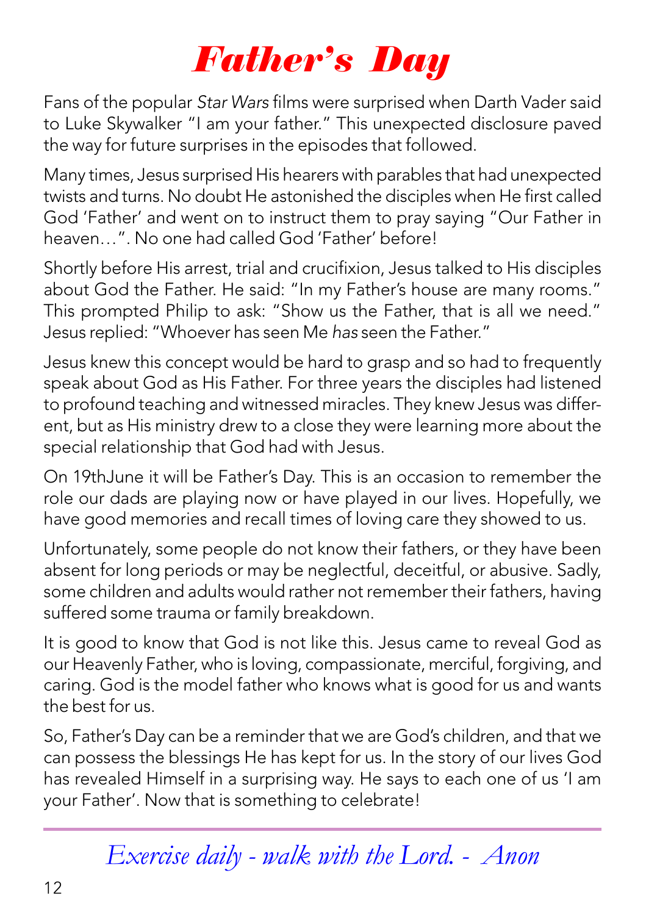# Father's Day

Fans of the popular *Star Wars* films were surprised when Darth Vader said to Luke Skywalker "I am your father." This unexpected disclosure paved the way for future surprises in the episodes that followed.

Many times, Jesus surprised His hearers with parables that had unexpected twists and turns. No doubt He astonished the disciples when He first called God 'Father' and went on to instruct them to pray saying "Our Father in heaven…". No one had called God 'Father' before!

Shortly before His arrest, trial and crucifixion, Jesus talked to His disciples about God the Father. He said: "In my Father's house are many rooms." This prompted Philip to ask: "Show us the Father, that is all we need." Jesus replied: "Whoever has seen Me *has* seen the Father."

Jesus knew this concept would be hard to grasp and so had to frequently speak about God as His Father. For three years the disciples had listened to profound teaching and witnessed miracles. They knew Jesus was different, but as His ministry drew to a close they were learning more about the special relationship that God had with Jesus.

On 19thJune it will be Father's Day. This is an occasion to remember the role our dads are playing now or have played in our lives. Hopefully, we have good memories and recall times of loving care they showed to us.

Unfortunately, some people do not know their fathers, or they have been absent for long periods or may be neglectful, deceitful, or abusive. Sadly, some children and adults would rather not remember their fathers, having suffered some trauma or family breakdown.

It is good to know that God is not like this. Jesus came to reveal God as our Heavenly Father, who is loving, compassionate, merciful, forgiving, and caring. God is the model father who knows what is good for us and wants the best for us.

So, Father's Day can be a reminder that we are God's children, and that we can possess the blessings He has kept for us. In the story of our lives God has revealed Himself in a surprising way. He says to each one of us 'I am your Father'. Now that is something to celebrate!

---

*Exercise daily - walk with the Lord. - Anon*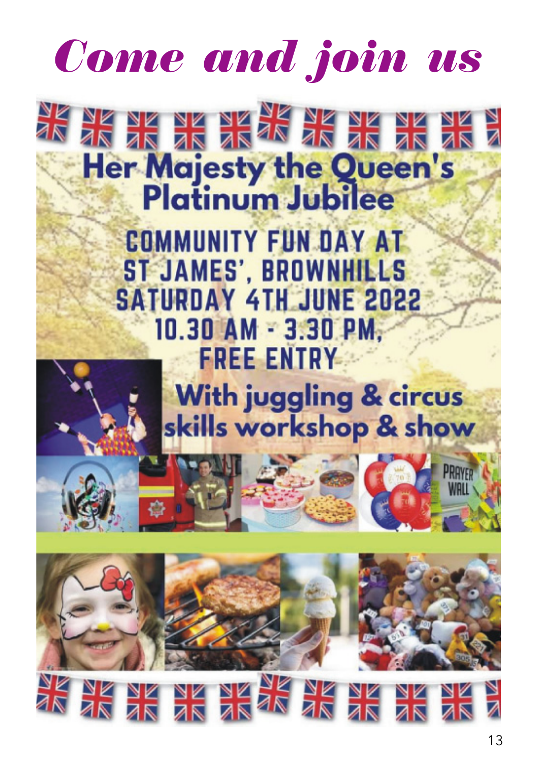# *Come and join us*

## Her Majesty the Queen's Platinum Jubilee

COMMUNITY FUN DAY AT
ST JAMES', BROWNHILLS
SATURDAY 4TH JUNE 2022
10.30 AM - 3.30 PM,
FREE ENTRY

**With juggling & circus skills workshop & show**

PRAYER WALL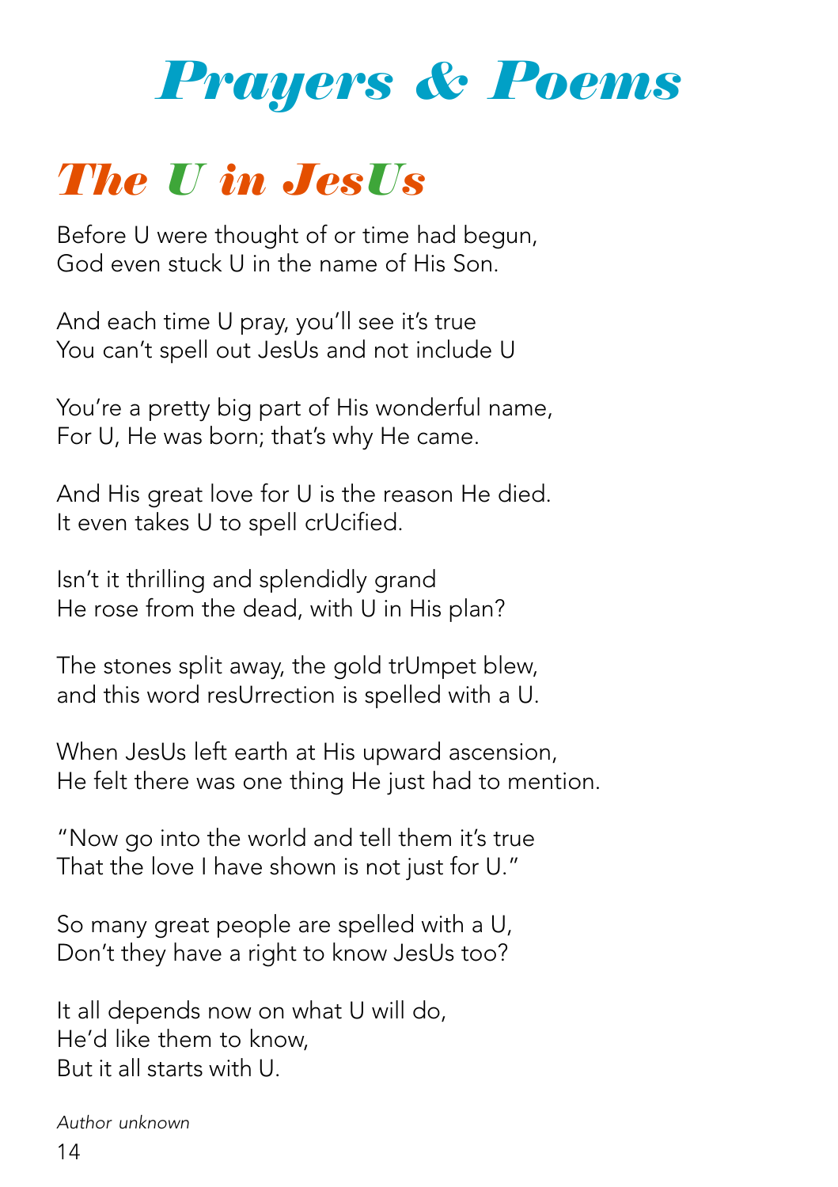# Prayers & Poems

## The U in JesUs

Before U were thought of or time had begun,
God even stuck U in the name of His Son.

And each time U pray, you'll see it's true
You can't spell out JesUs and not include U

You're a pretty big part of His wonderful name,
For U, He was born; that's why He came.

And His great love for U is the reason He died.
It even takes U to spell crUcified.

Isn't it thrilling and splendidly grand
He rose from the dead, with U in His plan?

The stones split away, the gold trUmpet blew,
and this word resUrrection is spelled with a U.

When JesUs left earth at His upward ascension,
He felt there was one thing He just had to mention.

"Now go into the world and tell them it's true
That the love I have shown is not just for U."

So many great people are spelled with a U,
Don't they have a right to know JesUs too?

It all depends now on what U will do,
He'd like them to know,
But it all starts with U.

*Author unknown*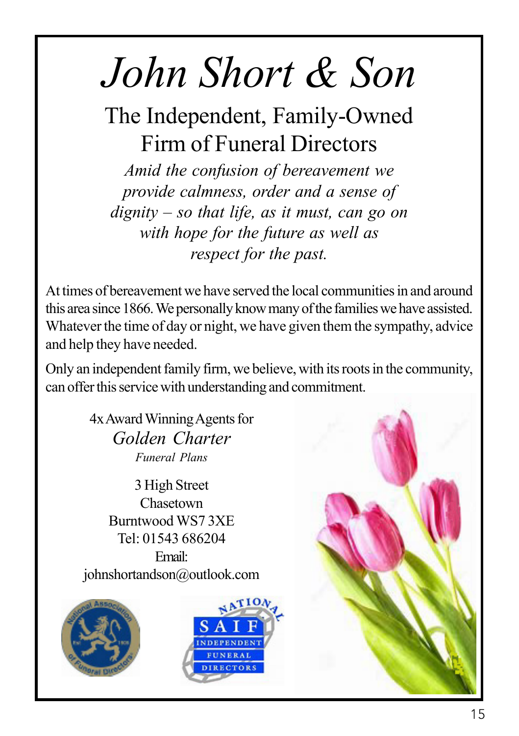# *John Short & Son*

## The Independent, Family-Owned Firm of Funeral Directors

*Amid the confusion of bereavement we provide calmness, order and a sense of dignity – so that life, as it must, can go on with hope for the future as well as respect for the past.*

At times of bereavement we have served the local communities in and around this area since 1866. We personally know many of the families we have assisted. Whatever the time of day or night, we have given them the sympathy, advice and help they have needed.

Only an independent family firm, we believe, with its roots in the community, can offer this service with understanding and commitment.

4x Award Winning Agents for
*Golden Charter*
*Funeral Plans*

3 High Street
Chasetown
Burntwood WS7 3XE
Tel: 01543 686204
Email:
johnshortandson@outlook.com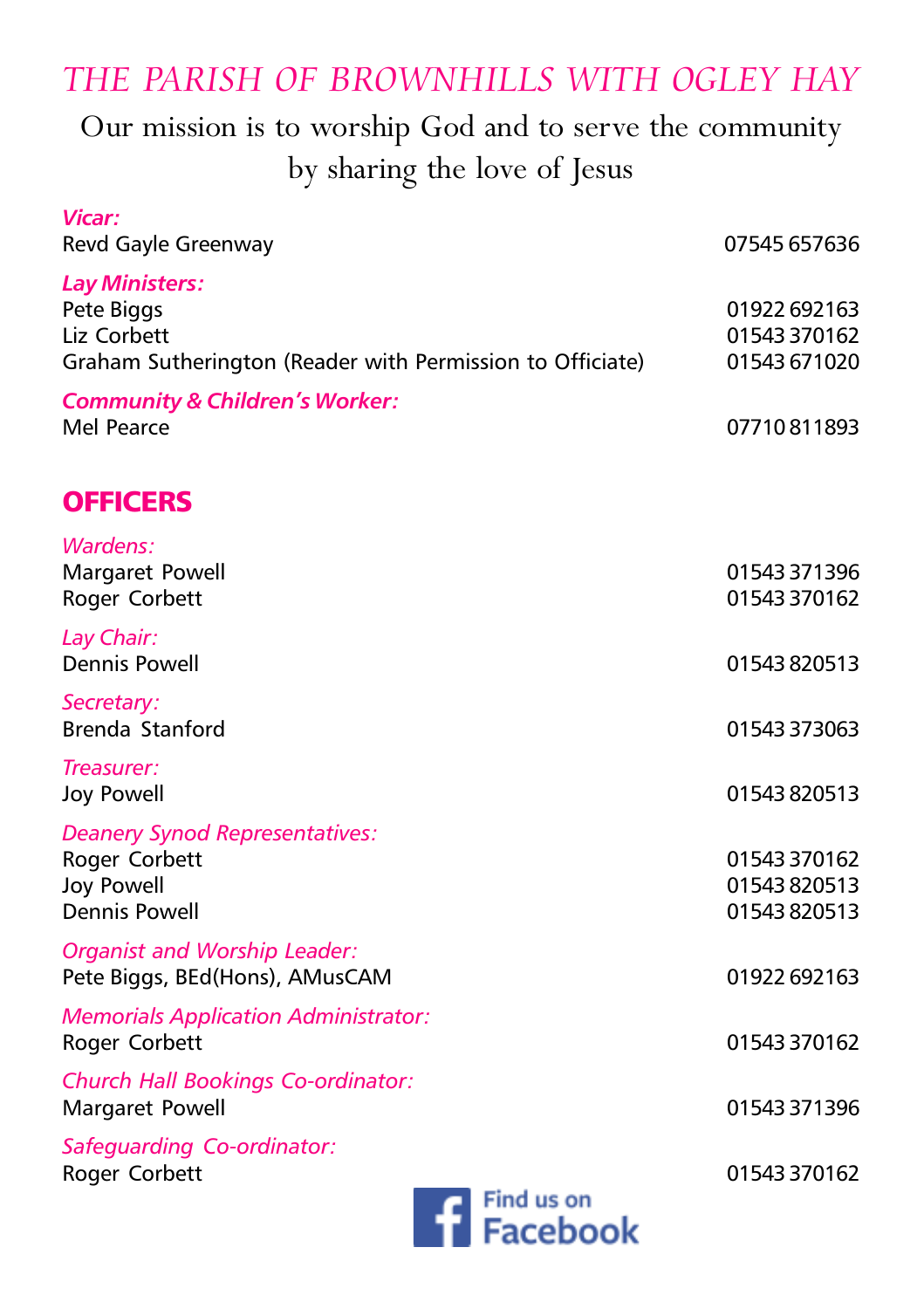# *THE PARISH OF BROWNHILLS WITH OGLEY HAY*

Our mission is to worship God and to serve the community by sharing the love of Jesus

***Vicar:***

| | |
|---|---|
| Revd Gayle Greenway | 07545 657636 |

***Lay Ministers:***

| | |
|---|---|
| Pete Biggs | 01922 692163 |
| Liz Corbett | 01543 370162 |
| Graham Sutherington (Reader with Permission to Officiate) | 01543 671020 |

***Community & Children's Worker:***

| | |
|---|---|
| Mel Pearce | 07710 811893 |

## OFFICERS

*Wardens:*

| | |
|---|---|
| Margaret Powell | 01543 371396 |
| Roger Corbett | 01543 370162 |

*Lay Chair:*

| | |
|---|---|
| Dennis Powell | 01543 820513 |

*Secretary:*

| | |
|---|---|
| Brenda Stanford | 01543 373063 |

*Treasurer:*

| | |
|---|---|
| Joy Powell | 01543 820513 |

*Deanery Synod Representatives:*

| | |
|---|---|
| Roger Corbett | 01543 370162 |
| Joy Powell | 01543 820513 |
| Dennis Powell | 01543 820513 |

*Organist and Worship Leader:*

| | |
|---|---|
| Pete Biggs, BEd(Hons), AMusCAM | 01922 692163 |

*Memorials Application Administrator:*

| | |
|---|---|
| Roger Corbett | 01543 370162 |

*Church Hall Bookings Co-ordinator:*

| | |
|---|---|
| Margaret Powell | 01543 371396 |

*Safeguarding Co-ordinator:*

| | |
|---|---|
| Roger Corbett | 01543 370162 |

Find us on Facebook